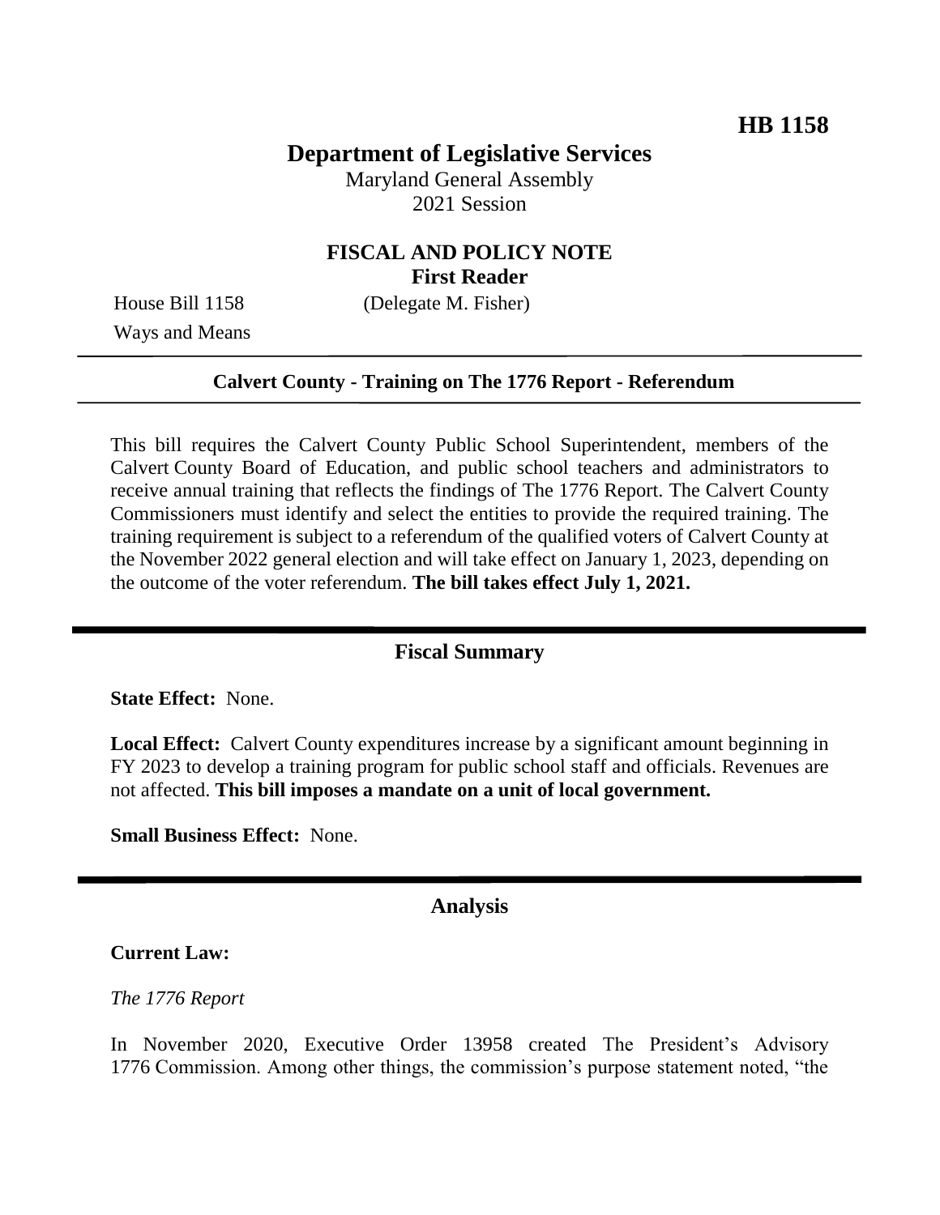# HB 1158

## Department of Legislative Services

Maryland General Assembly
2021 Session

### FISCAL AND POLICY NOTE
### First Reader

House Bill 1158 (Delegate M. Fisher)
Ways and Means

---

**Calvert County - Training on The 1776 Report - Referendum**

---

This bill requires the Calvert County Public School Superintendent, members of the Calvert County Board of Education, and public school teachers and administrators to receive annual training that reflects the findings of The 1776 Report. The Calvert County Commissioners must identify and select the entities to provide the required training. The training requirement is subject to a referendum of the qualified voters of Calvert County at the November 2022 general election and will take effect on January 1, 2023, depending on the outcome of the voter referendum. **The bill takes effect July 1, 2021.**

---

## Fiscal Summary

**State Effect:** None.

**Local Effect:** Calvert County expenditures increase by a significant amount beginning in FY 2023 to develop a training program for public school staff and officials. Revenues are not affected. **This bill imposes a mandate on a unit of local government.**

**Small Business Effect:** None.

---

## Analysis

**Current Law:**

*The 1776 Report*

In November 2020, Executive Order 13958 created The President's Advisory 1776 Commission. Among other things, the commission's purpose statement noted, "the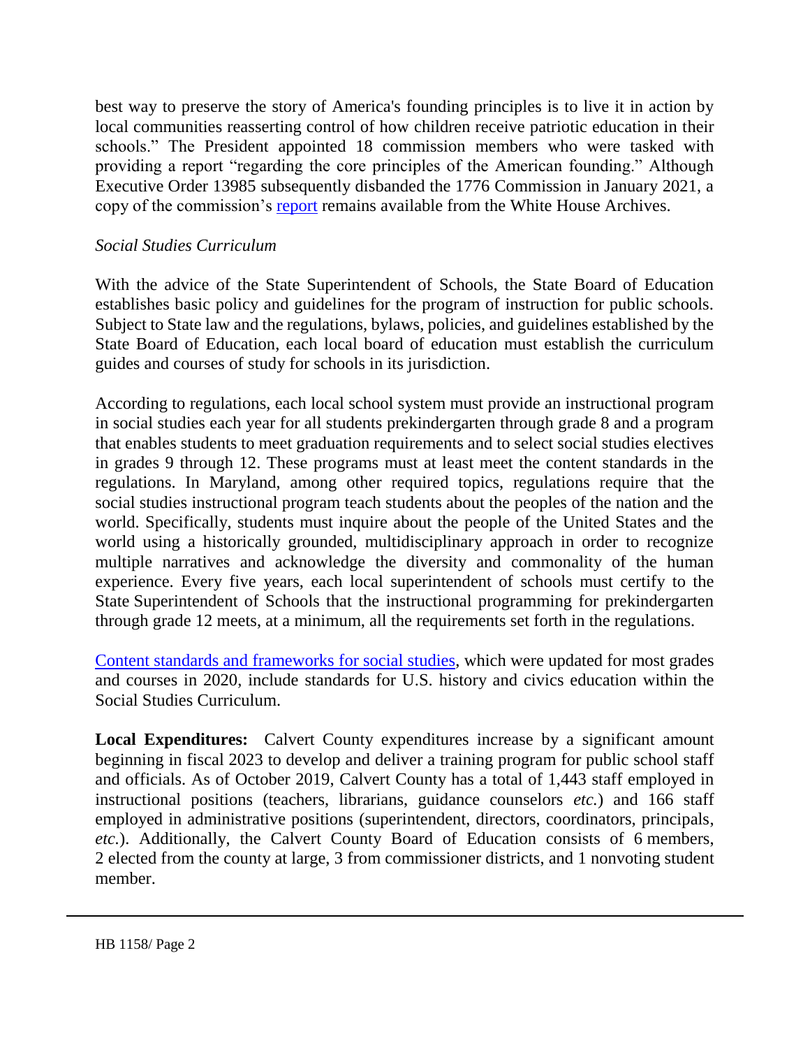best way to preserve the story of America's founding principles is to live it in action by local communities reasserting control of how children receive patriotic education in their schools." The President appointed 18 commission members who were tasked with providing a report "regarding the core principles of the American founding." Although Executive Order 13985 subsequently disbanded the 1776 Commission in January 2021, a copy of the commission's report remains available from the White House Archives.

*Social Studies Curriculum*

With the advice of the State Superintendent of Schools, the State Board of Education establishes basic policy and guidelines for the program of instruction for public schools. Subject to State law and the regulations, bylaws, policies, and guidelines established by the State Board of Education, each local board of education must establish the curriculum guides and courses of study for schools in its jurisdiction.

According to regulations, each local school system must provide an instructional program in social studies each year for all students prekindergarten through grade 8 and a program that enables students to meet graduation requirements and to select social studies electives in grades 9 through 12. These programs must at least meet the content standards in the regulations. In Maryland, among other required topics, regulations require that the social studies instructional program teach students about the peoples of the nation and the world. Specifically, students must inquire about the people of the United States and the world using a historically grounded, multidisciplinary approach in order to recognize multiple narratives and acknowledge the diversity and commonality of the human experience. Every five years, each local superintendent of schools must certify to the State Superintendent of Schools that the instructional programming for prekindergarten through grade 12 meets, at a minimum, all the requirements set forth in the regulations.

Content standards and frameworks for social studies, which were updated for most grades and courses in 2020, include standards for U.S. history and civics education within the Social Studies Curriculum.

**Local Expenditures:** Calvert County expenditures increase by a significant amount beginning in fiscal 2023 to develop and deliver a training program for public school staff and officials. As of October 2019, Calvert County has a total of 1,443 staff employed in instructional positions (teachers, librarians, guidance counselors *etc.*) and 166 staff employed in administrative positions (superintendent, directors, coordinators, principals, *etc.*). Additionally, the Calvert County Board of Education consists of 6 members, 2 elected from the county at large, 3 from commissioner districts, and 1 nonvoting student member.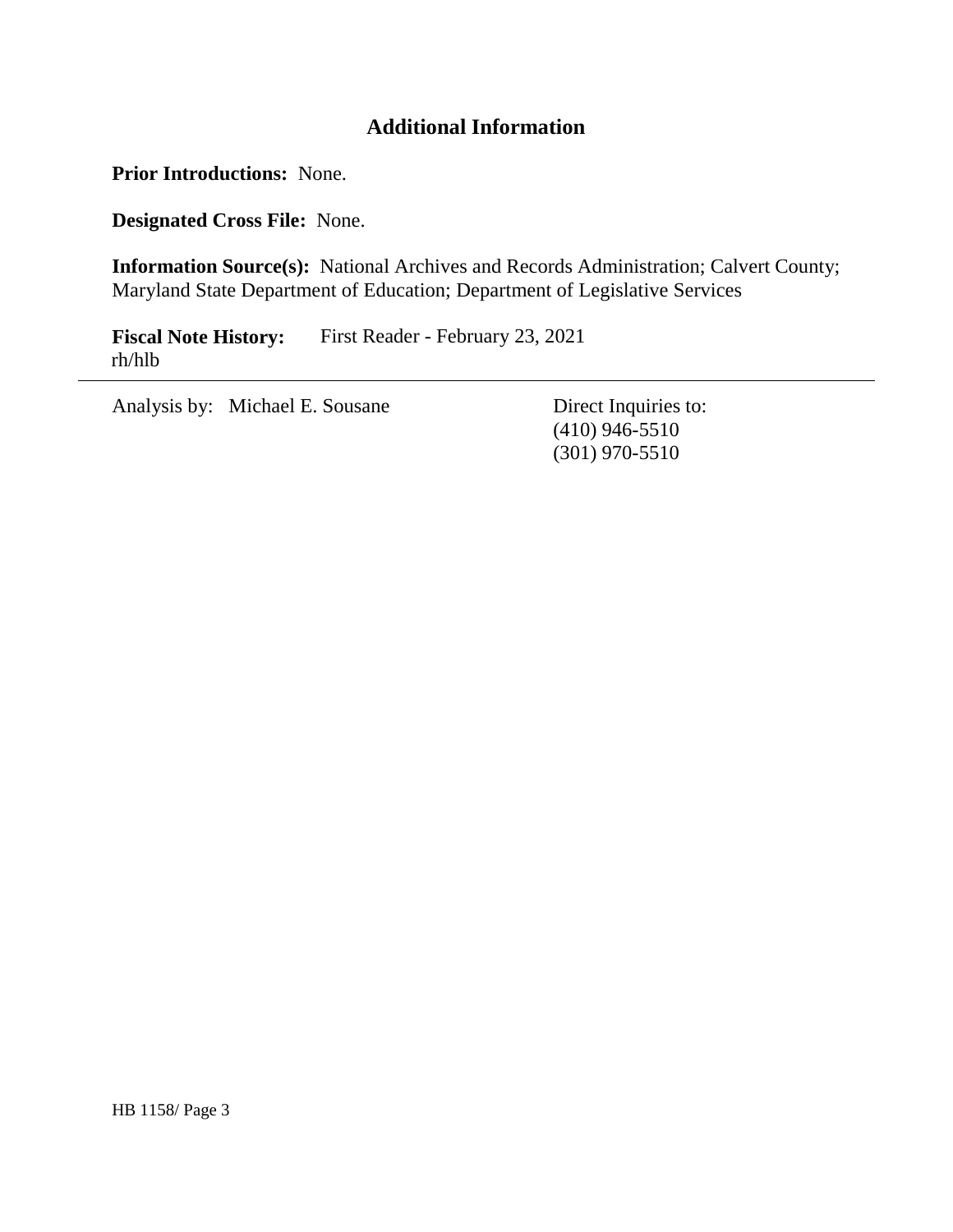## Additional Information

**Prior Introductions:** None.

**Designated Cross File:** None.

**Information Source(s):** National Archives and Records Administration; Calvert County; Maryland State Department of Education; Department of Legislative Services

**Fiscal Note History:** First Reader - February 23, 2021
rh/hlb

---

Analysis by: Michael E. Sousane

Direct Inquiries to:
(410) 946-5510
(301) 970-5510